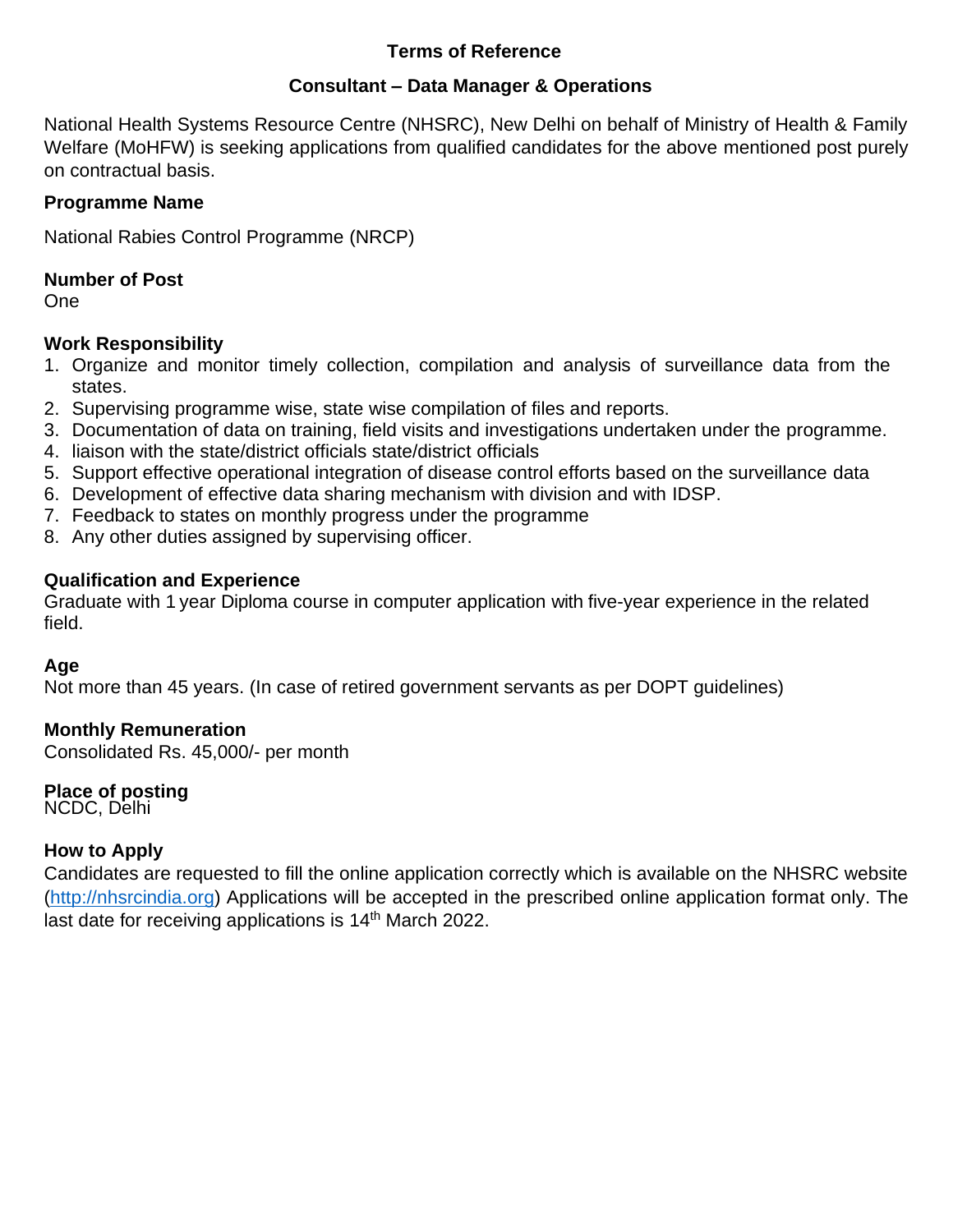**Terms of Reference**

**Consultant – Data Manager & Operations**

National Health Systems Resource Centre (NHSRC), New Delhi on behalf of Ministry of Health & Family Welfare (MoHFW) is seeking applications from qualified candidates for the above mentioned post purely on contractual basis.

**Programme Name**

National Rabies Control Programme (NRCP)

**Number of Post**

One

**Work Responsibility**

1. Organize and monitor timely collection, compilation and analysis of surveillance data from the states.
2. Supervising programme wise, state wise compilation of files and reports.
3. Documentation of data on training, field visits and investigations undertaken under the programme.
4. liaison with the state/district officials state/district officials
5. Support effective operational integration of disease control efforts based on the surveillance data
6. Development of effective data sharing mechanism with division and with IDSP.
7. Feedback to states on monthly progress under the programme
8. Any other duties assigned by supervising officer.

**Qualification and Experience**

Graduate with 1 year Diploma course in computer application with five-year experience in the related field.

**Age**

Not more than 45 years. (In case of retired government servants as per DOPT guidelines)

**Monthly Remuneration**

Consolidated Rs. 45,000/- per month

**Place of posting**

NCDC, Delhi

**How to Apply**

Candidates are requested to fill the online application correctly which is available on the NHSRC website (http://nhsrcindia.org) Applications will be accepted in the prescribed online application format only. The last date for receiving applications is 14th March 2022.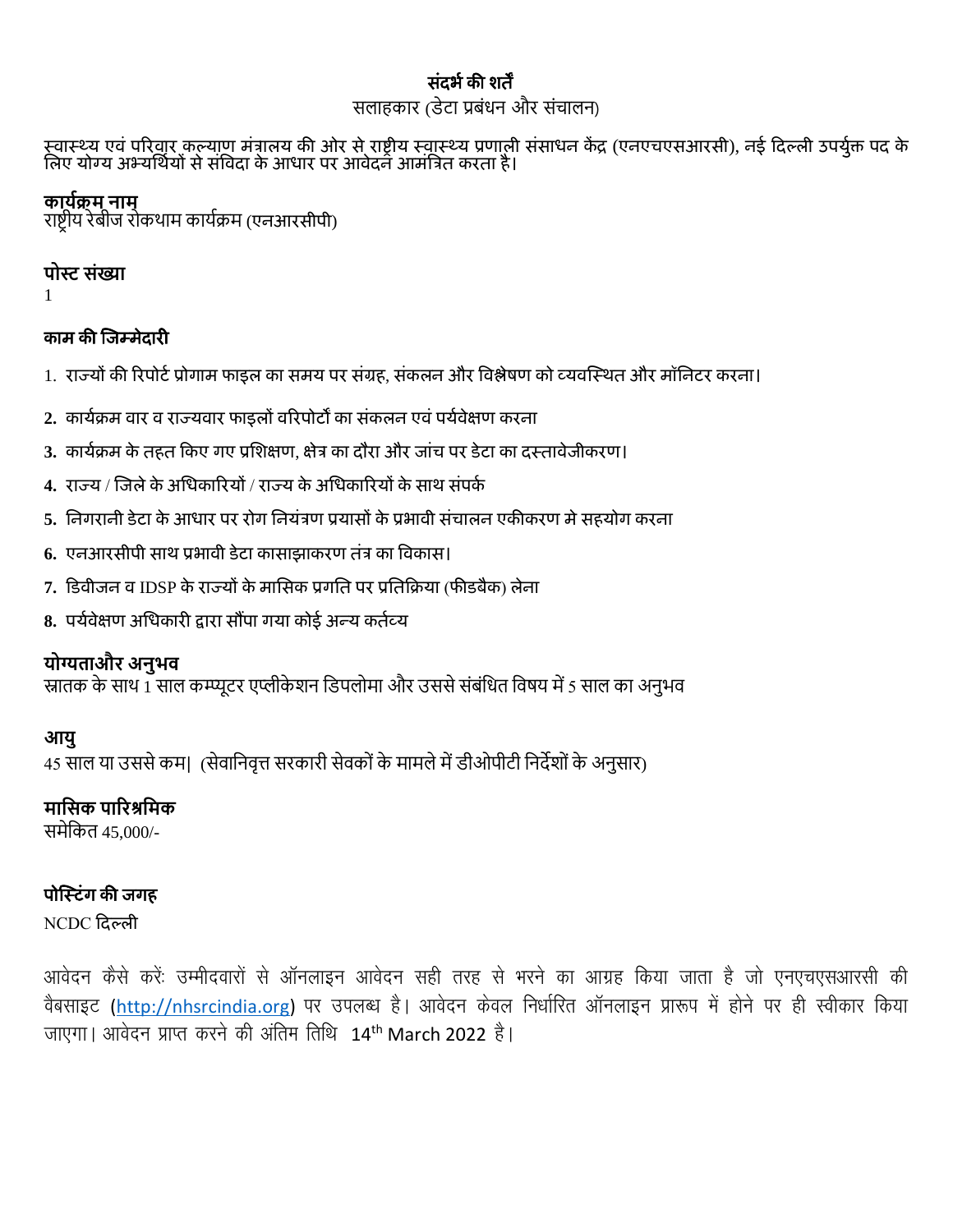# संदर्भ की शर्तें

सलाहकार (डेटा प्रबंधन और संचालन)

स्वास्थ्य एवं परिवार कल्याण मंत्रालय की ओर से राष्ट्रीय स्वास्थ्य प्रणाली संसाधन केंद्र (एनएचएसआरसी), नई दिल्ली उपर्युक्त पद के लिए योग्य अभ्यर्थियों से संविदा के आधार पर आवेदन आमंत्रित करता है।

**कार्यक्रम नाम**
राष्ट्रीय रेबीज रोकथाम कार्यक्रम (एनआरसीपी)

**पोस्ट संख्या**
1

**काम की जिम्मेदारी**

1. राज्यों की रिपोर्ट प्रोगाम फाइल का समय पर संग्रह, संकलन और विश्लेषण को व्यवस्थित और मॉनिटर करना।
2. कार्यक्रम वार व राज्यवार फाइलों वरिपोर्टों का संकलन एवं पर्यवेक्षण करना
3. कार्यक्रम के तहत किए गए प्रशिक्षण, क्षेत्र का दौरा और जांच पर डेटा का दस्तावेजीकरण।
4. राज्य / जिले के अधिकारियों / राज्य के अधिकारियों के साथ संपर्क
5. निगरानी डेटा के आधार पर रोग नियंत्रण प्रयासों के प्रभावी संचालन एकीकरण मे सहयोग करना
6. एनआरसीपी साथ प्रभावी डेटा कासाझाकरण तंत्र का विकास।
7. डिवीजन व IDSP के राज्यों के मासिक प्रगति पर प्रतिक्रिया (फीडबैक) लेना
8. पर्यवेक्षण अधिकारी द्वारा सौंपा गया कोई अन्य कर्तव्य

**योग्यताऔर अनुभव**
स्नातक के साथ 1 साल कम्प्यूटर एप्लीकेशन डिपलोमा और उससे संबंधित विषय में 5 साल का अनुभव

**आयु**
45 साल या उससे कम| (सेवानिवृत्त सरकारी सेवकों के मामले में डीओपीटी निर्देशों के अनुसार)

**मासिक पारिश्रमिक**
समेकित 45,000/-

**पोस्टिंग की जगह**
NCDC दिल्ली

आवेदन कैसे करें: उम्मीदवारों से ऑनलाइन आवेदन सही तरह से भरने का आग्रह किया जाता है जो एनएचएसआरसी की वैबसाइट (http://nhsrcindia.org) पर उपलब्ध है। आवेदन केवल निर्धारित ऑनलाइन प्रारूप में होने पर ही स्वीकार किया जाएगा। आवेदन प्राप्त करने की अंतिम तिथि 14th March 2022 है।